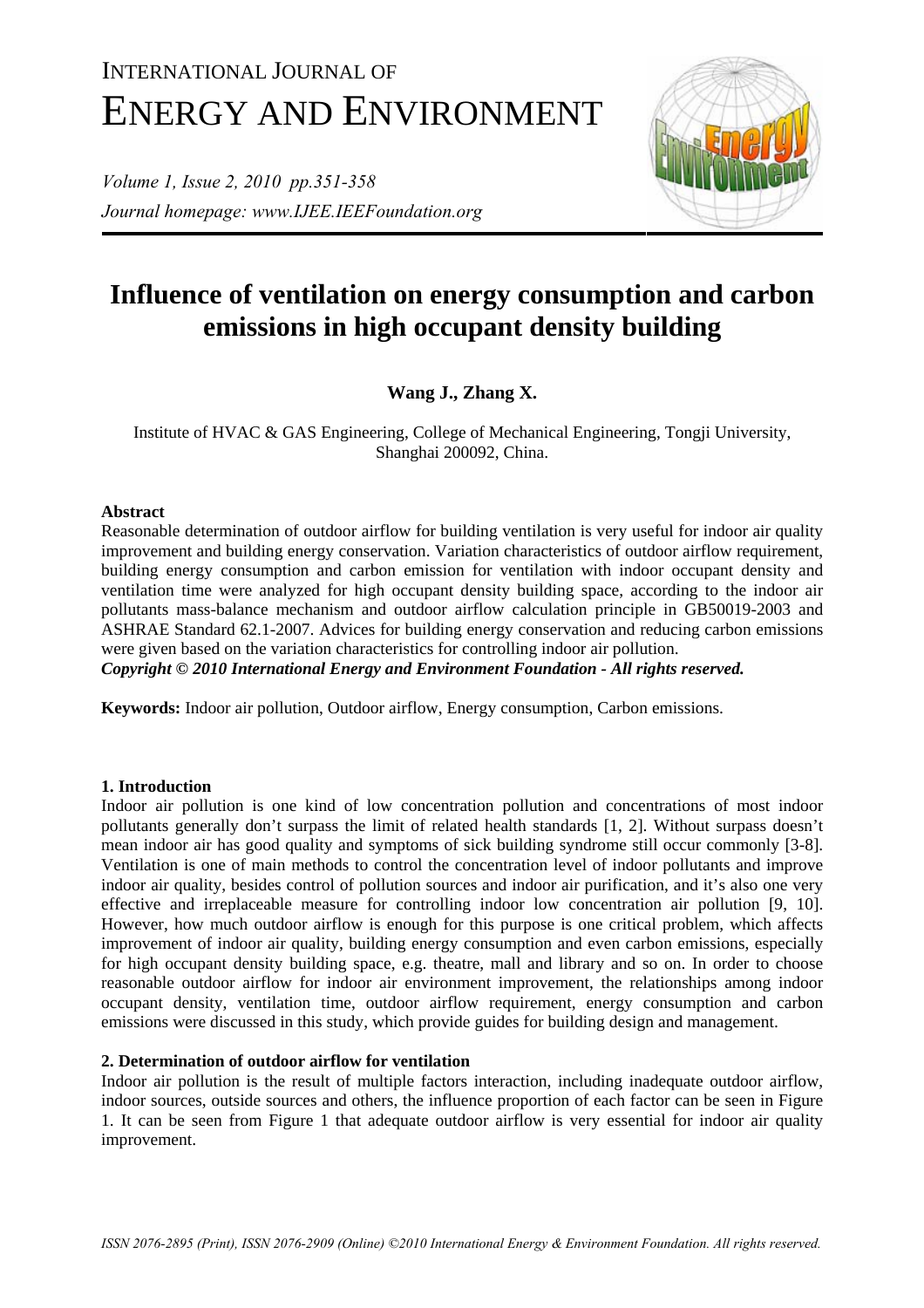# Influence of ventilation on energy consumption and carbon emissions in high occupant density building

**Wang J., Zhang X.**

Institute of HVAC & GAS Engineering, College of Mechanical Engineering, Tongji University, Shanghai 200092, China.

### Abstract

Reasonable determination of outdoor airflow for building ventilation is very useful for indoor air quality improvement and building energy conservation. Variation characteristics of outdoor airflow requirement, building energy consumption and carbon emission for ventilation with indoor occupant density and ventilation time were analyzed for high occupant density building space, according to the indoor air pollutants mass-balance mechanism and outdoor airflow calculation principle in GB50019-2003 and ASHRAE Standard 62.1-2007. Advices for building energy conservation and reducing carbon emissions were given based on the variation characteristics for controlling indoor air pollution.

***Copyright © 2010 International Energy and Environment Foundation - All rights reserved.***

**Keywords:** Indoor air pollution, Outdoor airflow, Energy consumption, Carbon emissions.

## 1. Introduction

Indoor air pollution is one kind of low concentration pollution and concentrations of most indoor pollutants generally don't surpass the limit of related health standards [1, 2]. Without surpass doesn't mean indoor air has good quality and symptoms of sick building syndrome still occur commonly [3-8]. Ventilation is one of main methods to control the concentration level of indoor pollutants and improve indoor air quality, besides control of pollution sources and indoor air purification, and it's also one very effective and irreplaceable measure for controlling indoor low concentration air pollution [9, 10]. However, how much outdoor airflow is enough for this purpose is one critical problem, which affects improvement of indoor air quality, building energy consumption and even carbon emissions, especially for high occupant density building space, e.g. theatre, mall and library and so on. In order to choose reasonable outdoor airflow for indoor air environment improvement, the relationships among indoor occupant density, ventilation time, outdoor airflow requirement, energy consumption and carbon emissions were discussed in this study, which provide guides for building design and management.

## 2. Determination of outdoor airflow for ventilation

Indoor air pollution is the result of multiple factors interaction, including inadequate outdoor airflow, indoor sources, outside sources and others, the influence proportion of each factor can be seen in Figure 1. It can be seen from Figure 1 that adequate outdoor airflow is very essential for indoor air quality improvement.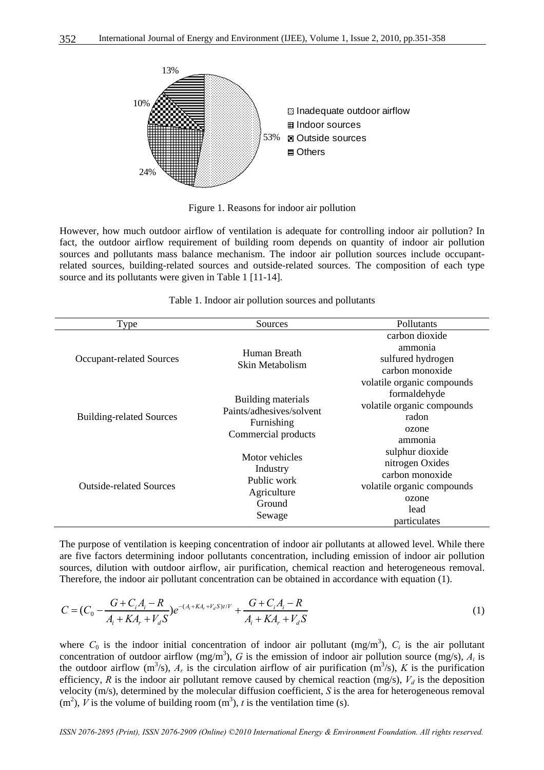Figure 1. Reasons for indoor air pollution

However, how much outdoor airflow of ventilation is adequate for controlling indoor air pollution? In fact, the outdoor airflow requirement of building room depends on quantity of indoor air pollution sources and pollutants mass balance mechanism. The indoor air pollution sources include occupant-related sources, building-related sources and outside-related sources. The composition of each type source and its pollutants were given in Table 1 [11-14].

Table 1. Indoor air pollution sources and pollutants

| Type | Sources | Pollutants |
|---|---|---|
| Occupant-related Sources | Human Breath<br>Skin Metabolism | carbon dioxide<br>ammonia<br>sulfured hydrogen<br>carbon monoxide<br>volatile organic compounds |
| Building-related Sources | Building materials<br>Paints/adhesives/solvent<br>Furnishing<br>Commercial products | formaldehyde<br>volatile organic compounds<br>radon<br>ozone<br>ammonia |
| Outside-related Sources | Motor vehicles<br>Industry<br>Public work<br>Agriculture<br>Ground<br>Sewage | sulphur dioxide<br>nitrogen Oxides<br>carbon monoxide<br>volatile organic compounds<br>ozone<br>lead<br>particulates |

The purpose of ventilation is keeping concentration of indoor air pollutants at allowed level. While there are five factors determining indoor pollutants concentration, including emission of indoor air pollution sources, dilution with outdoor airflow, air purification, chemical reaction and heterogeneous removal. Therefore, the indoor air pollutant concentration can be obtained in accordance with equation (1).

$$C = (C_0 - \frac{G + C_i A_i - R}{A_i + KA_r + V_d S})e^{-(A_i + KA_r + V_d S)t/V} + \frac{G + C_i A_i - R}{A_i + KA_r + V_d S} \tag{1}$$

where $C_0$ is the indoor initial concentration of indoor air pollutant (mg/m$^3$), $C_i$ is the air pollutant concentration of outdoor airflow (mg/m$^3$), $G$ is the emission of indoor air pollution source (mg/s), $A_i$ is the outdoor airflow (m$^3$/s), $A_r$ is the circulation airflow of air purification (m$^3$/s), $K$ is the purification efficiency, $R$ is the indoor air pollutant remove caused by chemical reaction (mg/s), $V_d$ is the deposition velocity (m/s), determined by the molecular diffusion coefficient, $S$ is the area for heterogeneous removal (m$^2$), $V$ is the volume of building room (m$^3$), $t$ is the ventilation time (s).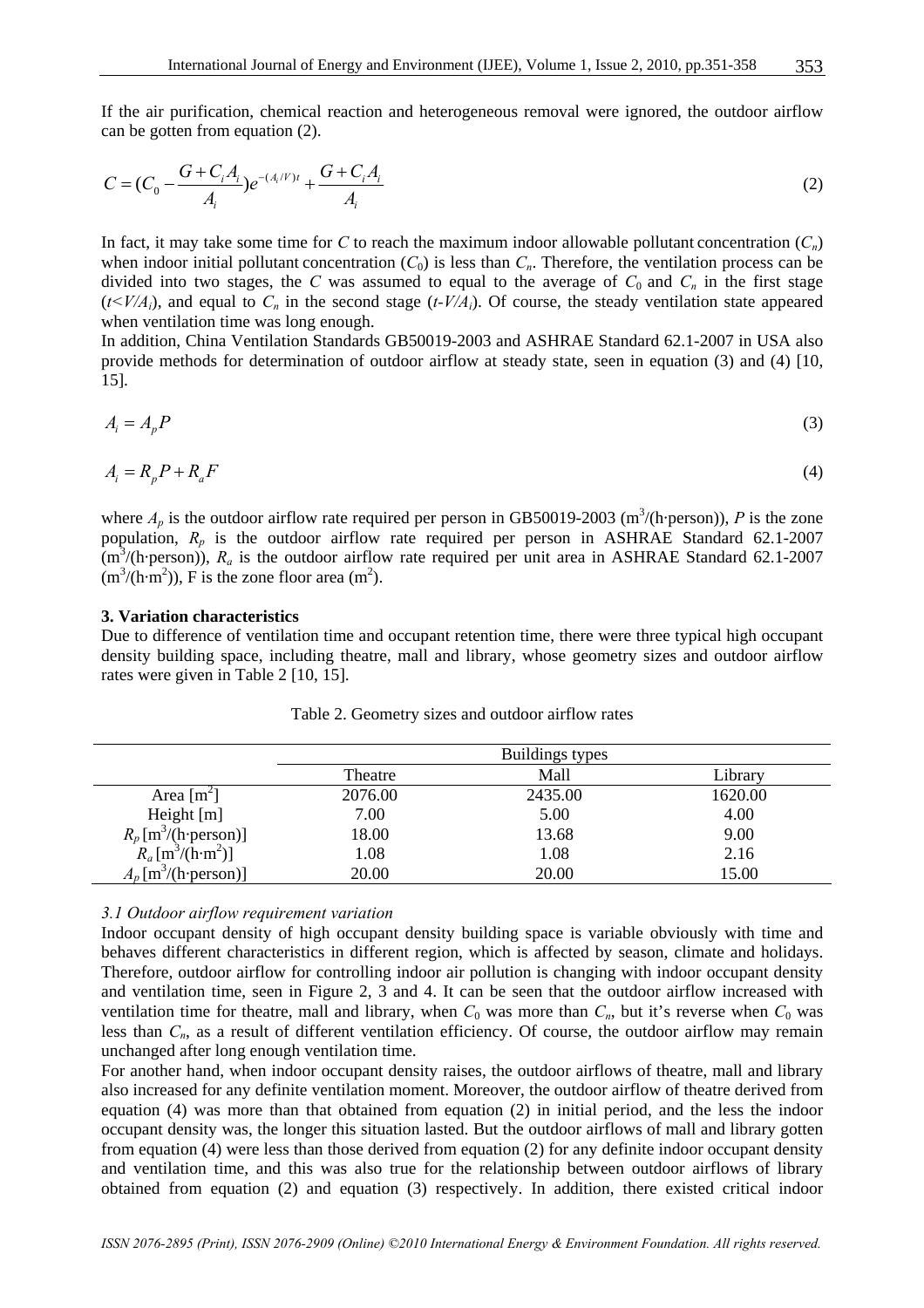If the air purification, chemical reaction and heterogeneous removal were ignored, the outdoor airflow can be gotten from equation (2).

$$C = (C_0 - \frac{G + C_i A_i}{A_i}) e^{-(A_i/V)t} + \frac{G + C_i A_i}{A_i} \tag{2}$$

In fact, it may take some time for $C$ to reach the maximum indoor allowable pollutant concentration ($C_n$) when indoor initial pollutant concentration ($C_0$) is less than $C_n$. Therefore, the ventilation process can be divided into two stages, the $C$ was assumed to equal to the average of $C_0$ and $C_n$ in the first stage ($t<V/A_i$), and equal to $C_n$ in the second stage ($t$-$V/A_i$). Of course, the steady ventilation state appeared when ventilation time was long enough.

In addition, China Ventilation Standards GB50019-2003 and ASHRAE Standard 62.1-2007 in USA also provide methods for determination of outdoor airflow at steady state, seen in equation (3) and (4) [10, 15].

$$A_i = A_p P \tag{3}$$

$$A_i = R_p P + R_a F \tag{4}$$

where $A_p$ is the outdoor airflow rate required per person in GB50019-2003 ($m^3$/(h·person)), $P$ is the zone population, $R_p$ is the outdoor airflow rate required per person in ASHRAE Standard 62.1-2007 ($m^3$/(h·person)), $R_a$ is the outdoor airflow rate required per unit area in ASHRAE Standard 62.1-2007 ($m^3$/(h·$m^2$)), F is the zone floor area ($m^2$).

### 3. Variation characteristics

Due to difference of ventilation time and occupant retention time, there were three typical high occupant density building space, including theatre, mall and library, whose geometry sizes and outdoor airflow rates were given in Table 2 [10, 15].

Table 2. Geometry sizes and outdoor airflow rates

| | Buildings types | | |
|---|---|---|---|
| | Theatre | Mall | Library |
| Area [$m^2$] | 2076.00 | 2435.00 | 1620.00 |
| Height [m] | 7.00 | 5.00 | 4.00 |
| $R_p$ [$m^3$/(h·person)] | 18.00 | 13.68 | 9.00 |
| $R_a$ [$m^3$/(h·$m^2$)] | 1.08 | 1.08 | 2.16 |
| $A_p$ [$m^3$/(h·person)] | 20.00 | 20.00 | 15.00 |

*3.1 Outdoor airflow requirement variation*

Indoor occupant density of high occupant density building space is variable obviously with time and behaves different characteristics in different region, which is affected by season, climate and holidays. Therefore, outdoor airflow for controlling indoor air pollution is changing with indoor occupant density and ventilation time, seen in Figure 2, 3 and 4. It can be seen that the outdoor airflow increased with ventilation time for theatre, mall and library, when $C_0$ was more than $C_n$, but it's reverse when $C_0$ was less than $C_n$, as a result of different ventilation efficiency. Of course, the outdoor airflow may remain unchanged after long enough ventilation time.

For another hand, when indoor occupant density raises, the outdoor airflows of theatre, mall and library also increased for any definite ventilation moment. Moreover, the outdoor airflow of theatre derived from equation (4) was more than that obtained from equation (2) in initial period, and the less the indoor occupant density was, the longer this situation lasted. But the outdoor airflows of mall and library gotten from equation (4) were less than those derived from equation (2) for any definite indoor occupant density and ventilation time, and this was also true for the relationship between outdoor airflows of library obtained from equation (2) and equation (3) respectively. In addition, there existed critical indoor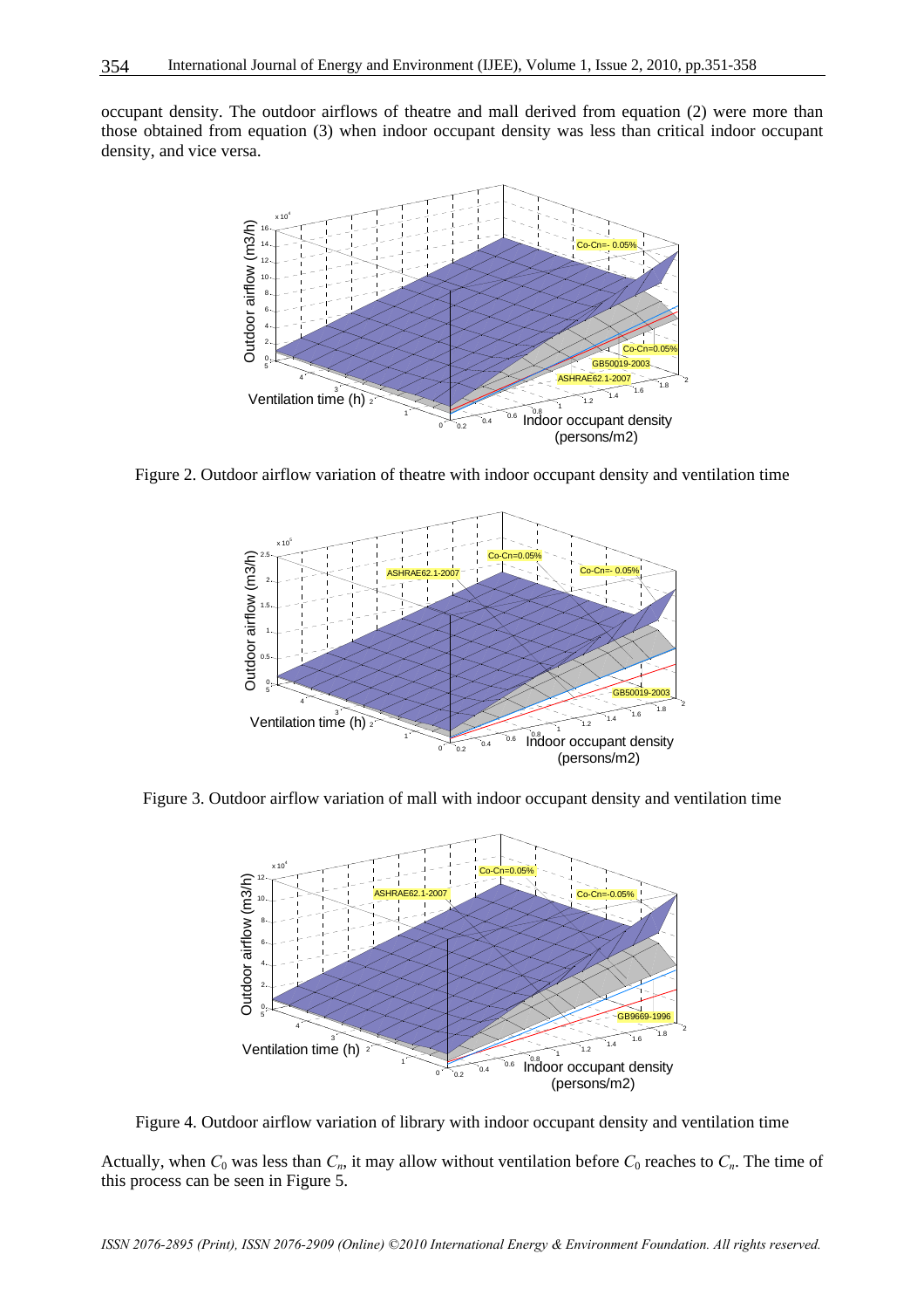occupant density. The outdoor airflows of theatre and mall derived from equation (2) were more than those obtained from equation (3) when indoor occupant density was less than critical indoor occupant density, and vice versa.

Figure 2. Outdoor airflow variation of theatre with indoor occupant density and ventilation time

Figure 3. Outdoor airflow variation of mall with indoor occupant density and ventilation time

Figure 4. Outdoor airflow variation of library with indoor occupant density and ventilation time

Actually, when $C_0$ was less than $C_n$, it may allow without ventilation before $C_0$ reaches to $C_n$. The time of this process can be seen in Figure 5.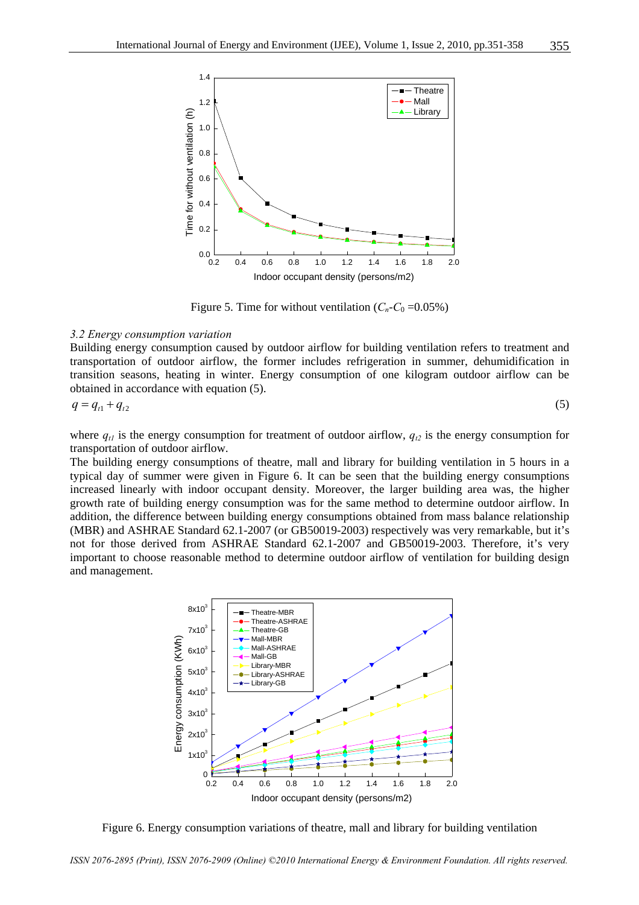Figure 5. Time for without ventilation ($C_n$-$C_0$ =0.05%)

### 3.2 Energy consumption variation

Building energy consumption caused by outdoor airflow for building ventilation refers to treatment and transportation of outdoor airflow, the former includes refrigeration in summer, dehumidification in transition seasons, heating in winter. Energy consumption of one kilogram outdoor airflow can be obtained in accordance with equation (5).

$$q = q_{t1} + q_{t2} \tag{5}$$

where $q_{t1}$ is the energy consumption for treatment of outdoor airflow, $q_{t2}$ is the energy consumption for transportation of outdoor airflow.

The building energy consumptions of theatre, mall and library for building ventilation in 5 hours in a typical day of summer were given in Figure 6. It can be seen that the building energy consumptions increased linearly with indoor occupant density. Moreover, the larger building area was, the higher growth rate of building energy consumption was for the same method to determine outdoor airflow. In addition, the difference between building energy consumptions obtained from mass balance relationship (MBR) and ASHRAE Standard 62.1-2007 (or GB50019-2003) respectively was very remarkable, but it's not for those derived from ASHRAE Standard 62.1-2007 and GB50019-2003. Therefore, it's very important to choose reasonable method to determine outdoor airflow of ventilation for building design and management.

Figure 6. Energy consumption variations of theatre, mall and library for building ventilation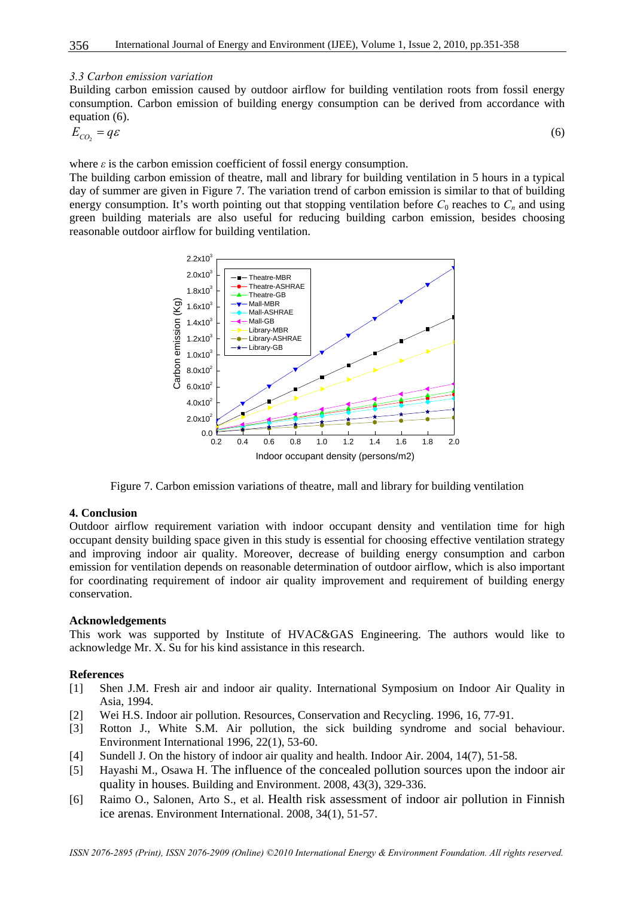*3.3 Carbon emission variation*

Building carbon emission caused by outdoor airflow for building ventilation roots from fossil energy consumption. Carbon emission of building energy consumption can be derived from accordance with equation (6).

$$E_{CO_2} = q\varepsilon \tag{6}$$

where $\varepsilon$ is the carbon emission coefficient of fossil energy consumption.

The building carbon emission of theatre, mall and library for building ventilation in 5 hours in a typical day of summer are given in Figure 7. The variation trend of carbon emission is similar to that of building energy consumption. It's worth pointing out that stopping ventilation before $C_0$ reaches to $C_n$ and using green building materials are also useful for reducing building carbon emission, besides choosing reasonable outdoor airflow for building ventilation.

Figure 7. Carbon emission variations of theatre, mall and library for building ventilation

## 4. Conclusion

Outdoor airflow requirement variation with indoor occupant density and ventilation time for high occupant density building space given in this study is essential for choosing effective ventilation strategy and improving indoor air quality. Moreover, decrease of building energy consumption and carbon emission for ventilation depends on reasonable determination of outdoor airflow, which is also important for coordinating requirement of indoor air quality improvement and requirement of building energy conservation.

## Acknowledgements

This work was supported by Institute of HVAC&GAS Engineering. The authors would like to acknowledge Mr. X. Su for his kind assistance in this research.

## References

[1] Shen J.M. Fresh air and indoor air quality. International Symposium on Indoor Air Quality in Asia, 1994.

[2] Wei H.S. Indoor air pollution. Resources, Conservation and Recycling. 1996, 16, 77-91.

[3] Rotton J., White S.M. Air pollution, the sick building syndrome and social behaviour. Environment International 1996, 22(1), 53-60.

[4] Sundell J. On the history of indoor air quality and health. Indoor Air. 2004, 14(7), 51-58.

[5] Hayashi M., Osawa H. The influence of the concealed pollution sources upon the indoor air quality in houses. Building and Environment. 2008, 43(3), 329-336.

[6] Raimo O., Salonen, Arto S., et al. Health risk assessment of indoor air pollution in Finnish ice arenas. Environment International. 2008, 34(1), 51-57.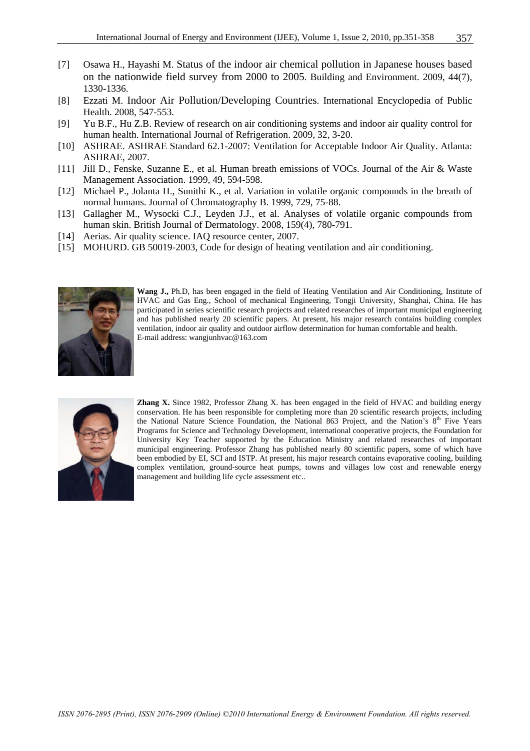[7] Osawa H., Hayashi M. Status of the indoor air chemical pollution in Japanese houses based on the nationwide field survey from 2000 to 2005. Building and Environment. 2009, 44(7), 1330-1336.

[8] Ezzati M. Indoor Air Pollution/Developing Countries. International Encyclopedia of Public Health. 2008, 547-553.

[9] Yu B.F., Hu Z.B. Review of research on air conditioning systems and indoor air quality control for human health. International Journal of Refrigeration. 2009, 32, 3-20.

[10] ASHRAE. ASHRAE Standard 62.1-2007: Ventilation for Acceptable Indoor Air Quality. Atlanta: ASHRAE, 2007.

[11] Jill D., Fenske, Suzanne E., et al. Human breath emissions of VOCs. Journal of the Air & Waste Management Association. 1999, 49, 594-598.

[12] Michael P., Jolanta H., Sunithi K., et al. Variation in volatile organic compounds in the breath of normal humans. Journal of Chromatography B. 1999, 729, 75-88.

[13] Gallagher M., Wysocki C.J., Leyden J.J., et al. Analyses of volatile organic compounds from human skin. British Journal of Dermatology. 2008, 159(4), 780-791.

[14] Aerias. Air quality science. IAQ resource center, 2007.

[15] MOHURD. GB 50019-2003, Code for design of heating ventilation and air conditioning.

**Wang J.,** Ph.D, has been engaged in the field of Heating Ventilation and Air Conditioning, Institute of HVAC and Gas Eng., School of mechanical Engineering, Tongji University, Shanghai, China. He has participated in series scientific research projects and related researches of important municipal engineering and has published nearly 20 scientific papers. At present, his major research contains building complex ventilation, indoor air quality and outdoor airflow determination for human comfortable and health.
E-mail address: wangjunhvac@163.com

**Zhang X.** Since 1982, Professor Zhang X. has been engaged in the field of HVAC and building energy conservation. He has been responsible for completing more than 20 scientific research projects, including the National Nature Science Foundation, the National 863 Project, and the Nation's 8th Five Years Programs for Science and Technology Development, international cooperative projects, the Foundation for University Key Teacher supported by the Education Ministry and related researches of important municipal engineering. Professor Zhang has published nearly 80 scientific papers, some of which have been embodied by EI, SCI and ISTP. At present, his major research contains evaporative cooling, building complex ventilation, ground-source heat pumps, towns and villages low cost and renewable energy management and building life cycle assessment etc..